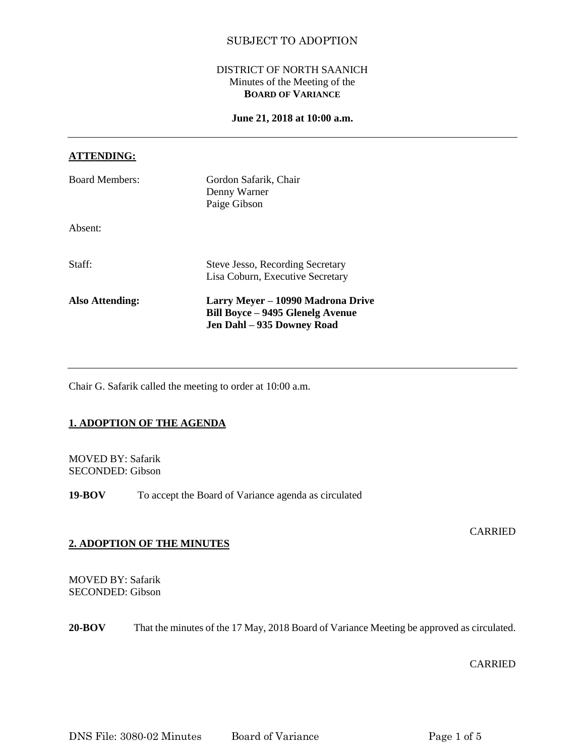SUBJECT TO ADOPTION

DISTRICT OF NORTH SAANICH
Minutes of the Meeting of the
**BOARD OF VARIANCE**

**June 21, 2018 at 10:00 a.m.**

---

**ATTENDING:**

| | |
|---|---|
| Board Members: | Gordon Safarik, Chair<br>Denny Warner<br>Paige Gibson |
| Absent: | |
| Staff: | Steve Jesso, Recording Secretary<br>Lisa Coburn, Executive Secretary |
| **Also Attending:** | **Larry Meyer – 10990 Madrona Drive**<br>**Bill Boyce – 9495 Glenelg Avenue**<br>**Jen Dahl – 935 Downey Road** |

---

Chair G. Safarik called the meeting to order at 10:00 a.m.

## 1. ADOPTION OF THE AGENDA

MOVED BY: Safarik
SECONDED: Gibson

**19-BOV** To accept the Board of Variance agenda as circulated

CARRIED

## 2. ADOPTION OF THE MINUTES

MOVED BY: Safarik
SECONDED: Gibson

**20-BOV** That the minutes of the 17 May, 2018 Board of Variance Meeting be approved as circulated.

CARRIED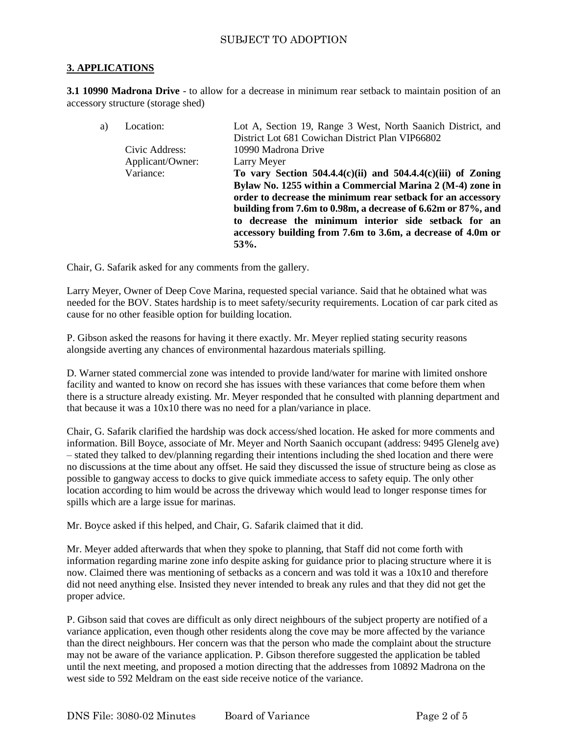SUBJECT TO ADOPTION

## 3. APPLICATIONS

**3.1 10990 Madrona Drive** - to allow for a decrease in minimum rear setback to maintain position of an accessory structure (storage shed)

a) Location: Lot A, Section 19, Range 3 West, North Saanich District, and District Lot 681 Cowichan District Plan VIP66802

Civic Address: 10990 Madrona Drive

Applicant/Owner: Larry Meyer

Variance: **To vary Section 504.4.4(c)(ii) and 504.4.4(c)(iii) of Zoning Bylaw No. 1255 within a Commercial Marina 2 (M-4) zone in order to decrease the minimum rear setback for an accessory building from 7.6m to 0.98m, a decrease of 6.62m or 87%, and to decrease the minimum interior side setback for an accessory building from 7.6m to 3.6m, a decrease of 4.0m or 53%.**

Chair, G. Safarik asked for any comments from the gallery.

Larry Meyer, Owner of Deep Cove Marina, requested special variance. Said that he obtained what was needed for the BOV. States hardship is to meet safety/security requirements. Location of car park cited as cause for no other feasible option for building location.

P. Gibson asked the reasons for having it there exactly. Mr. Meyer replied stating security reasons alongside averting any chances of environmental hazardous materials spilling.

D. Warner stated commercial zone was intended to provide land/water for marine with limited onshore facility and wanted to know on record she has issues with these variances that come before them when there is a structure already existing. Mr. Meyer responded that he consulted with planning department and that because it was a 10x10 there was no need for a plan/variance in place.

Chair, G. Safarik clarified the hardship was dock access/shed location. He asked for more comments and information. Bill Boyce, associate of Mr. Meyer and North Saanich occupant (address: 9495 Glenelg ave) – stated they talked to dev/planning regarding their intentions including the shed location and there were no discussions at the time about any offset. He said they discussed the issue of structure being as close as possible to gangway access to docks to give quick immediate access to safety equip. The only other location according to him would be across the driveway which would lead to longer response times for spills which are a large issue for marinas.

Mr. Boyce asked if this helped, and Chair, G. Safarik claimed that it did.

Mr. Meyer added afterwards that when they spoke to planning, that Staff did not come forth with information regarding marine zone info despite asking for guidance prior to placing structure where it is now. Claimed there was mentioning of setbacks as a concern and was told it was a 10x10 and therefore did not need anything else. Insisted they never intended to break any rules and that they did not get the proper advice.

P. Gibson said that coves are difficult as only direct neighbours of the subject property are notified of a variance application, even though other residents along the cove may be more affected by the variance than the direct neighbours. Her concern was that the person who made the complaint about the structure may not be aware of the variance application. P. Gibson therefore suggested the application be tabled until the next meeting, and proposed a motion directing that the addresses from 10892 Madrona on the west side to 592 Meldram on the east side receive notice of the variance.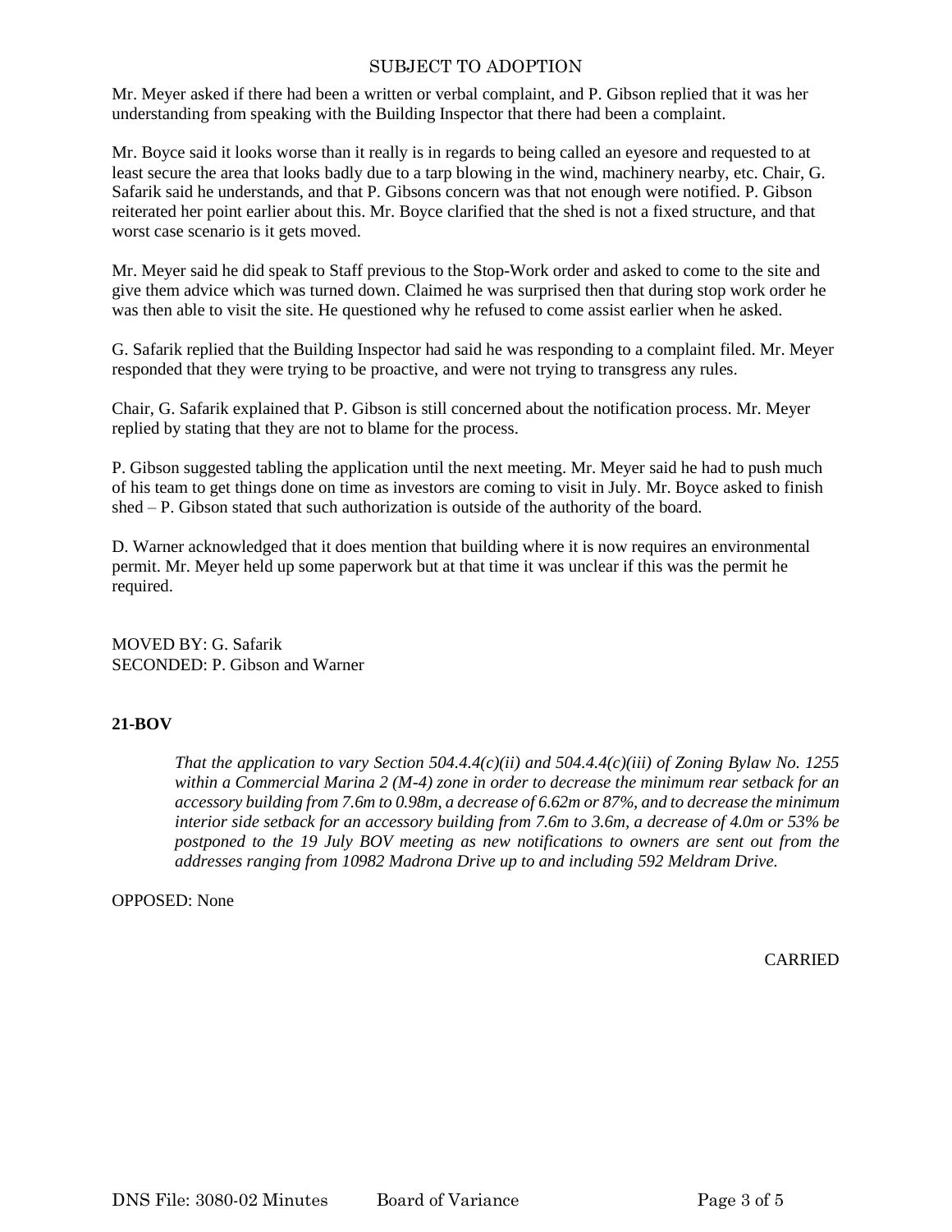SUBJECT TO ADOPTION

Mr. Meyer asked if there had been a written or verbal complaint, and P. Gibson replied that it was her understanding from speaking with the Building Inspector that there had been a complaint.

Mr. Boyce said it looks worse than it really is in regards to being called an eyesore and requested to at least secure the area that looks badly due to a tarp blowing in the wind, machinery nearby, etc. Chair, G. Safarik said he understands, and that P. Gibsons concern was that not enough were notified. P. Gibson reiterated her point earlier about this. Mr. Boyce clarified that the shed is not a fixed structure, and that worst case scenario is it gets moved.

Mr. Meyer said he did speak to Staff previous to the Stop-Work order and asked to come to the site and give them advice which was turned down. Claimed he was surprised then that during stop work order he was then able to visit the site. He questioned why he refused to come assist earlier when he asked.

G. Safarik replied that the Building Inspector had said he was responding to a complaint filed. Mr. Meyer responded that they were trying to be proactive, and were not trying to transgress any rules.

Chair, G. Safarik explained that P. Gibson is still concerned about the notification process. Mr. Meyer replied by stating that they are not to blame for the process.

P. Gibson suggested tabling the application until the next meeting. Mr. Meyer said he had to push much of his team to get things done on time as investors are coming to visit in July. Mr. Boyce asked to finish shed – P. Gibson stated that such authorization is outside of the authority of the board.

D. Warner acknowledged that it does mention that building where it is now requires an environmental permit. Mr. Meyer held up some paperwork but at that time it was unclear if this was the permit he required.

MOVED BY: G. Safarik
SECONDED: P. Gibson and Warner

**21-BOV**

> *That the application to vary Section 504.4.4(c)(ii) and 504.4.4(c)(iii) of Zoning Bylaw No. 1255 within a Commercial Marina 2 (M-4) zone in order to decrease the minimum rear setback for an accessory building from 7.6m to 0.98m, a decrease of 6.62m or 87%, and to decrease the minimum interior side setback for an accessory building from 7.6m to 3.6m, a decrease of 4.0m or 53% be postponed to the 19 July BOV meeting as new notifications to owners are sent out from the addresses ranging from 10982 Madrona Drive up to and including 592 Meldram Drive.*

OPPOSED: None

CARRIED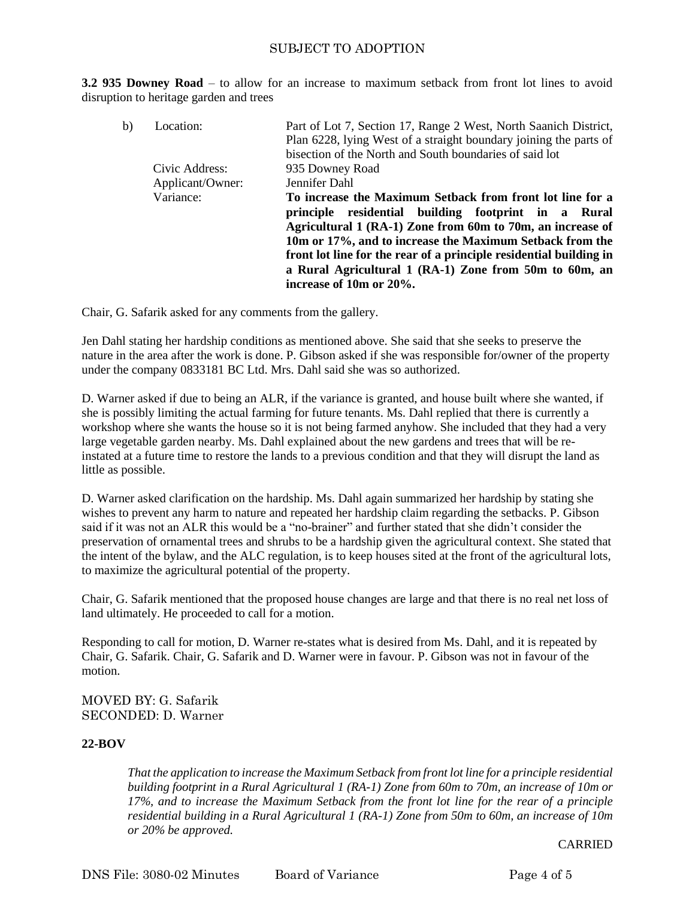SUBJECT TO ADOPTION

**3.2 935 Downey Road** – to allow for an increase to maximum setback from front lot lines to avoid disruption to heritage garden and trees

b) Location: Part of Lot 7, Section 17, Range 2 West, North Saanich District, Plan 6228, lying West of a straight boundary joining the parts of bisection of the North and South boundaries of said lot

Civic Address: 935 Downey Road

Applicant/Owner: Jennifer Dahl

Variance: **To increase the Maximum Setback from front lot line for a principle residential building footprint in a Rural Agricultural 1 (RA-1) Zone from 60m to 70m, an increase of 10m or 17%, and to increase the Maximum Setback from the front lot line for the rear of a principle residential building in a Rural Agricultural 1 (RA-1) Zone from 50m to 60m, an increase of 10m or 20%.**

Chair, G. Safarik asked for any comments from the gallery.

Jen Dahl stating her hardship conditions as mentioned above. She said that she seeks to preserve the nature in the area after the work is done. P. Gibson asked if she was responsible for/owner of the property under the company 0833181 BC Ltd. Mrs. Dahl said she was so authorized.

D. Warner asked if due to being an ALR, if the variance is granted, and house built where she wanted, if she is possibly limiting the actual farming for future tenants. Ms. Dahl replied that there is currently a workshop where she wants the house so it is not being farmed anyhow. She included that they had a very large vegetable garden nearby. Ms. Dahl explained about the new gardens and trees that will be re-instated at a future time to restore the lands to a previous condition and that they will disrupt the land as little as possible.

D. Warner asked clarification on the hardship. Ms. Dahl again summarized her hardship by stating she wishes to prevent any harm to nature and repeated her hardship claim regarding the setbacks. P. Gibson said if it was not an ALR this would be a "no-brainer" and further stated that she didn't consider the preservation of ornamental trees and shrubs to be a hardship given the agricultural context. She stated that the intent of the bylaw, and the ALC regulation, is to keep houses sited at the front of the agricultural lots, to maximize the agricultural potential of the property.

Chair, G. Safarik mentioned that the proposed house changes are large and that there is no real net loss of land ultimately. He proceeded to call for a motion.

Responding to call for motion, D. Warner re-states what is desired from Ms. Dahl, and it is repeated by Chair, G. Safarik. Chair, G. Safarik and D. Warner were in favour. P. Gibson was not in favour of the motion.

MOVED BY: G. Safarik
SECONDED: D. Warner

**22-BOV**

*That the application to increase the Maximum Setback from front lot line for a principle residential building footprint in a Rural Agricultural 1 (RA-1) Zone from 60m to 70m, an increase of 10m or 17%, and to increase the Maximum Setback from the front lot line for the rear of a principle residential building in a Rural Agricultural 1 (RA-1) Zone from 50m to 60m, an increase of 10m or 20% be approved.*

CARRIED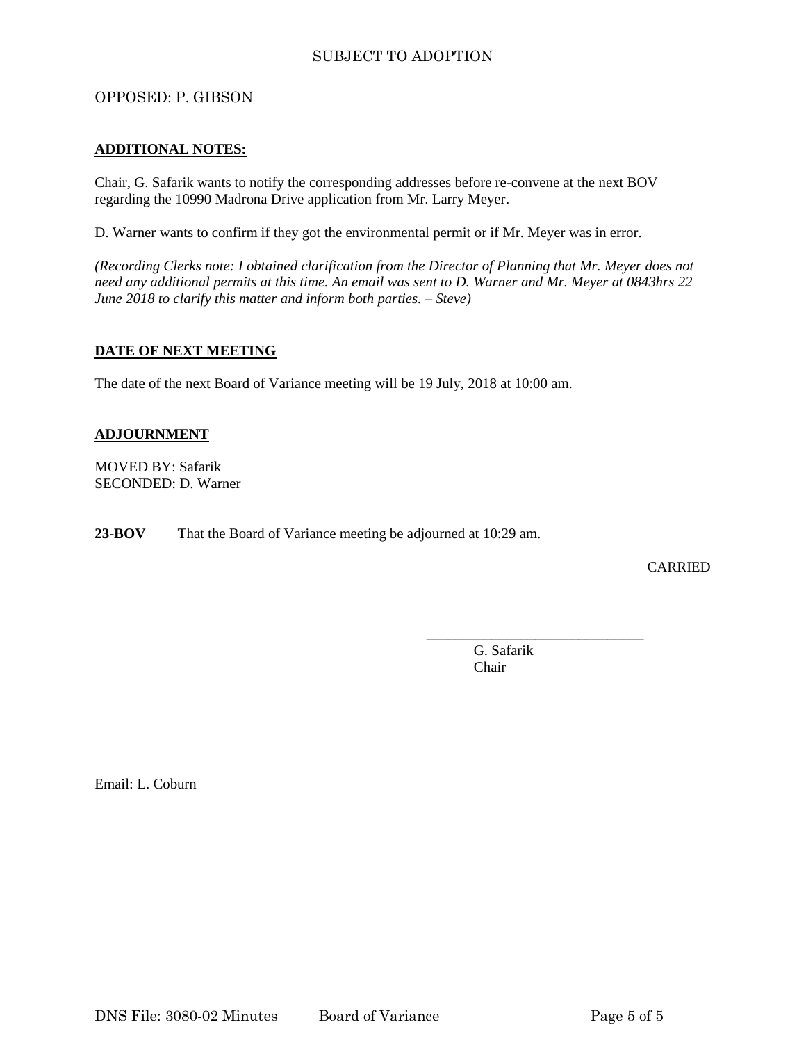SUBJECT TO ADOPTION

OPPOSED: P. GIBSON

**ADDITIONAL NOTES:**

Chair, G. Safarik wants to notify the corresponding addresses before re-convene at the next BOV regarding the 10990 Madrona Drive application from Mr. Larry Meyer.

D. Warner wants to confirm if they got the environmental permit or if Mr. Meyer was in error.

*(Recording Clerks note: I obtained clarification from the Director of Planning that Mr. Meyer does not need any additional permits at this time. An email was sent to D. Warner and Mr. Meyer at 0843hrs 22 June 2018 to clarify this matter and inform both parties. – Steve)*

**DATE OF NEXT MEETING**

The date of the next Board of Variance meeting will be 19 July, 2018 at 10:00 am.

**ADJOURNMENT**

MOVED BY: Safarik
SECONDED: D. Warner

**23-BOV** That the Board of Variance meeting be adjourned at 10:29 am.

CARRIED

\_\_\_\_\_\_\_\_\_\_\_\_\_\_\_\_\_\_\_\_\_\_\_\_\_\_\_\_\_\_
G. Safarik
Chair

Email: L. Coburn